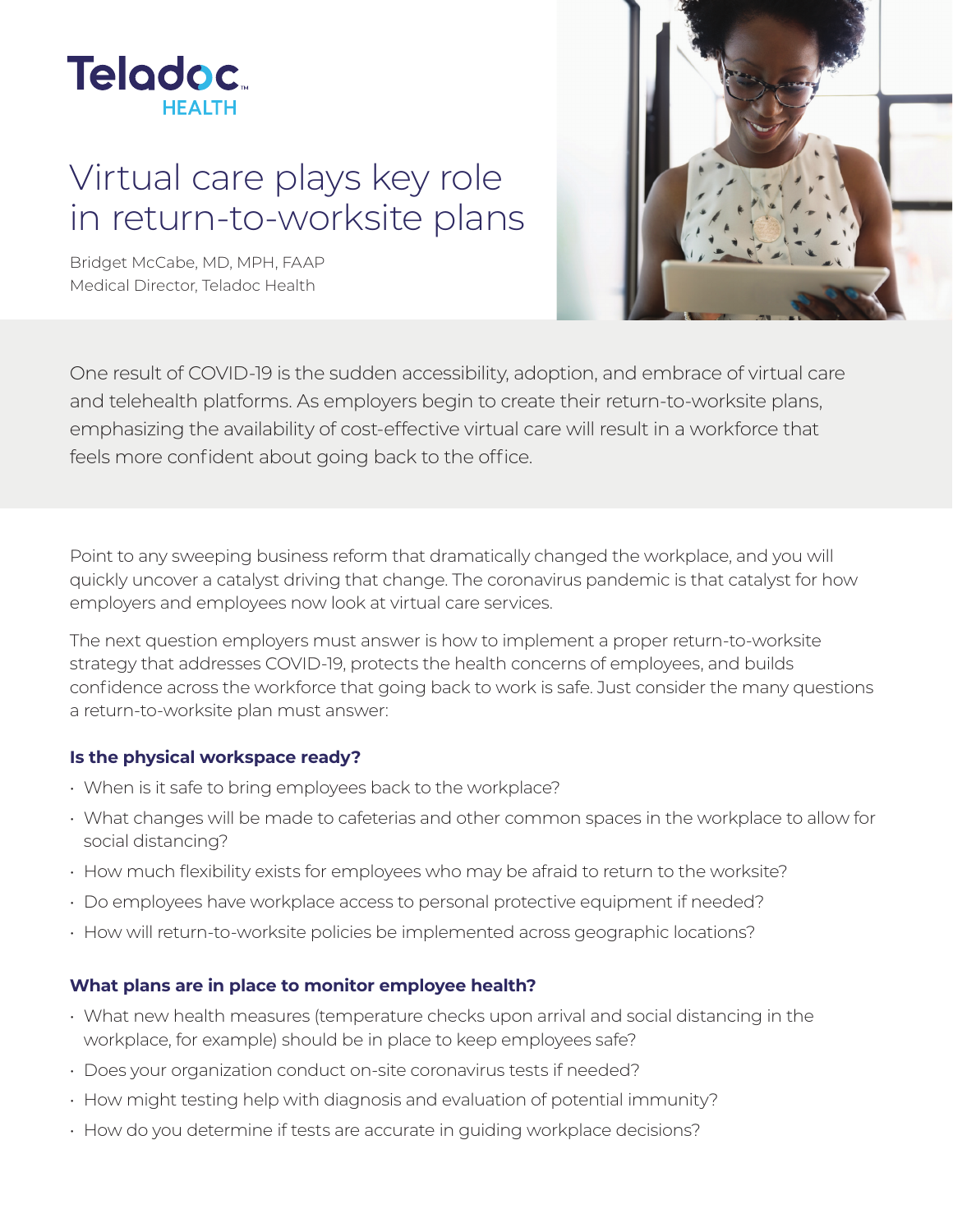Teladoc HEALTH

# Virtual care plays key role in return-to-worksite plans

Bridget McCabe, MD, MPH, FAAP
Medical Director, Teladoc Health

One result of COVID-19 is the sudden accessibility, adoption, and embrace of virtual care and telehealth platforms. As employers begin to create their return-to-worksite plans, emphasizing the availability of cost-effective virtual care will result in a workforce that feels more confident about going back to the office.

Point to any sweeping business reform that dramatically changed the workplace, and you will quickly uncover a catalyst driving that change. The coronavirus pandemic is that catalyst for how employers and employees now look at virtual care services.

The next question employers must answer is how to implement a proper return-to-worksite strategy that addresses COVID-19, protects the health concerns of employees, and builds confidence across the workforce that going back to work is safe. Just consider the many questions a return-to-worksite plan must answer:

### Is the physical workspace ready?

- When is it safe to bring employees back to the workplace?
- What changes will be made to cafeterias and other common spaces in the workplace to allow for social distancing?
- How much flexibility exists for employees who may be afraid to return to the worksite?
- Do employees have workplace access to personal protective equipment if needed?
- How will return-to-worksite policies be implemented across geographic locations?

### What plans are in place to monitor employee health?

- What new health measures (temperature checks upon arrival and social distancing in the workplace, for example) should be in place to keep employees safe?
- Does your organization conduct on-site coronavirus tests if needed?
- How might testing help with diagnosis and evaluation of potential immunity?
- How do you determine if tests are accurate in guiding workplace decisions?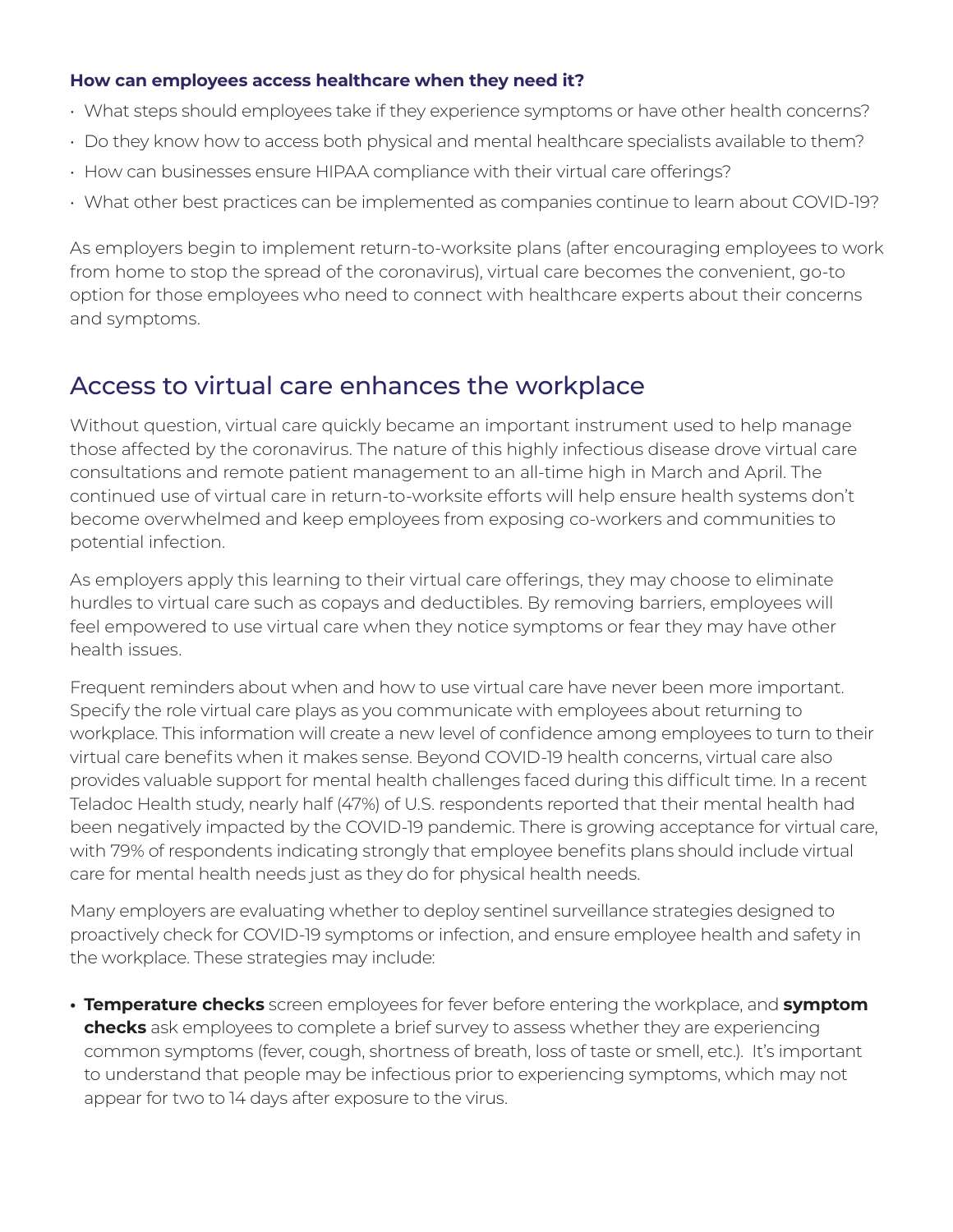**How can employees access healthcare when they need it?**

- What steps should employees take if they experience symptoms or have other health concerns?
- Do they know how to access both physical and mental healthcare specialists available to them?
- How can businesses ensure HIPAA compliance with their virtual care offerings?
- What other best practices can be implemented as companies continue to learn about COVID-19?

As employers begin to implement return-to-worksite plans (after encouraging employees to work from home to stop the spread of the coronavirus), virtual care becomes the convenient, go-to option for those employees who need to connect with healthcare experts about their concerns and symptoms.

## Access to virtual care enhances the workplace

Without question, virtual care quickly became an important instrument used to help manage those affected by the coronavirus. The nature of this highly infectious disease drove virtual care consultations and remote patient management to an all-time high in March and April. The continued use of virtual care in return-to-worksite efforts will help ensure health systems don't become overwhelmed and keep employees from exposing co-workers and communities to potential infection.

As employers apply this learning to their virtual care offerings, they may choose to eliminate hurdles to virtual care such as copays and deductibles. By removing barriers, employees will feel empowered to use virtual care when they notice symptoms or fear they may have other health issues.

Frequent reminders about when and how to use virtual care have never been more important. Specify the role virtual care plays as you communicate with employees about returning to workplace. This information will create a new level of confidence among employees to turn to their virtual care benefits when it makes sense. Beyond COVID-19 health concerns, virtual care also provides valuable support for mental health challenges faced during this difficult time. In a recent Teladoc Health study, nearly half (47%) of U.S. respondents reported that their mental health had been negatively impacted by the COVID-19 pandemic. There is growing acceptance for virtual care, with 79% of respondents indicating strongly that employee benefits plans should include virtual care for mental health needs just as they do for physical health needs.

Many employers are evaluating whether to deploy sentinel surveillance strategies designed to proactively check for COVID-19 symptoms or infection, and ensure employee health and safety in the workplace. These strategies may include:

- **Temperature checks** screen employees for fever before entering the workplace, and **symptom checks** ask employees to complete a brief survey to assess whether they are experiencing common symptoms (fever, cough, shortness of breath, loss of taste or smell, etc.). It's important to understand that people may be infectious prior to experiencing symptoms, which may not appear for two to 14 days after exposure to the virus.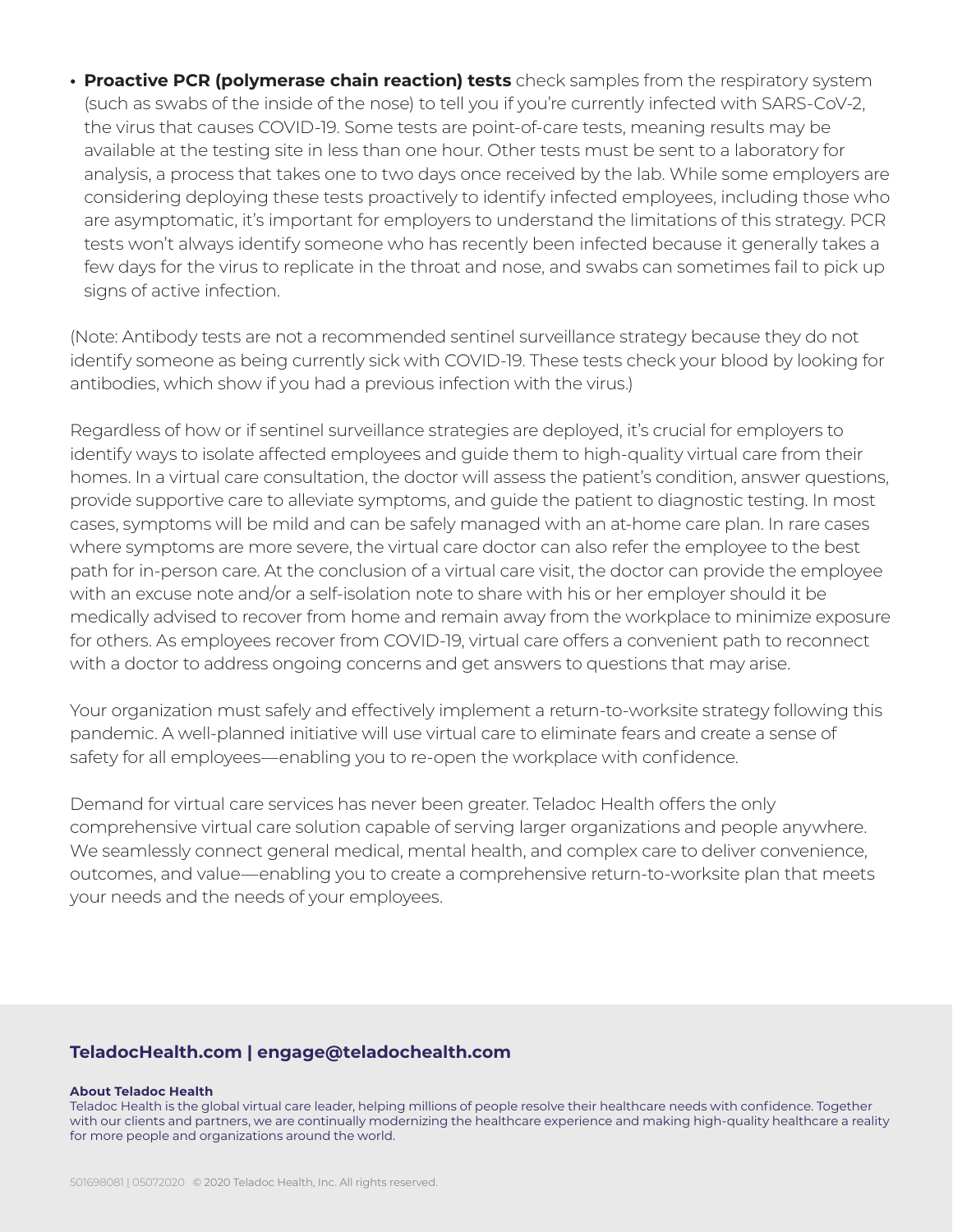- **Proactive PCR (polymerase chain reaction) tests** check samples from the respiratory system (such as swabs of the inside of the nose) to tell you if you're currently infected with SARS-CoV-2, the virus that causes COVID-19. Some tests are point-of-care tests, meaning results may be available at the testing site in less than one hour. Other tests must be sent to a laboratory for analysis, a process that takes one to two days once received by the lab. While some employers are considering deploying these tests proactively to identify infected employees, including those who are asymptomatic, it's important for employers to understand the limitations of this strategy. PCR tests won't always identify someone who has recently been infected because it generally takes a few days for the virus to replicate in the throat and nose, and swabs can sometimes fail to pick up signs of active infection.

(Note: Antibody tests are not a recommended sentinel surveillance strategy because they do not identify someone as being currently sick with COVID-19. These tests check your blood by looking for antibodies, which show if you had a previous infection with the virus.)

Regardless of how or if sentinel surveillance strategies are deployed, it's crucial for employers to identify ways to isolate affected employees and guide them to high-quality virtual care from their homes. In a virtual care consultation, the doctor will assess the patient's condition, answer questions, provide supportive care to alleviate symptoms, and guide the patient to diagnostic testing. In most cases, symptoms will be mild and can be safely managed with an at-home care plan. In rare cases where symptoms are more severe, the virtual care doctor can also refer the employee to the best path for in-person care. At the conclusion of a virtual care visit, the doctor can provide the employee with an excuse note and/or a self-isolation note to share with his or her employer should it be medically advised to recover from home and remain away from the workplace to minimize exposure for others. As employees recover from COVID-19, virtual care offers a convenient path to reconnect with a doctor to address ongoing concerns and get answers to questions that may arise.

Your organization must safely and effectively implement a return-to-worksite strategy following this pandemic. A well-planned initiative will use virtual care to eliminate fears and create a sense of safety for all employees—enabling you to re-open the workplace with confidence.

Demand for virtual care services has never been greater. Teladoc Health offers the only comprehensive virtual care solution capable of serving larger organizations and people anywhere. We seamlessly connect general medical, mental health, and complex care to deliver convenience, outcomes, and value—enabling you to create a comprehensive return-to-worksite plan that meets your needs and the needs of your employees.

**TeladocHealth.com | engage@teladochealth.com**

**About Teladoc Health**
Teladoc Health is the global virtual care leader, helping millions of people resolve their healthcare needs with confidence. Together with our clients and partners, we are continually modernizing the healthcare experience and making high-quality healthcare a reality for more people and organizations around the world.

501698081 | 05072020 © 2020 Teladoc Health, Inc. All rights reserved.